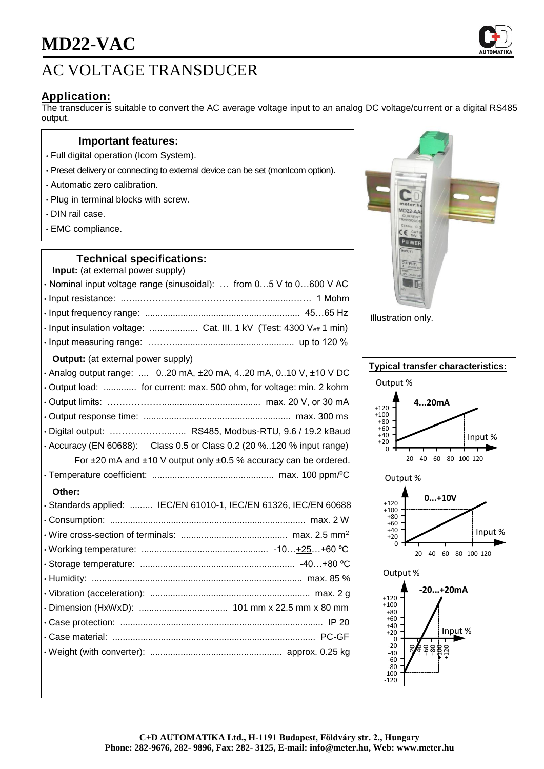# MD22-VAC

## AC VOLTAGE TRANSDUCER

### Application:

The transducer is suitable to convert the AC average voltage input to an analog DC voltage/current or a digital RS485 output.

### Important features:

- Full digital operation (Icom System).
- Preset delivery or connecting to external device can be set (monIcom option).
- Automatic zero calibration.
- Plug in terminal blocks with screw.
- DIN rail case.
- EMC compliance.

### Technical specifications:

**Input:** (at external power supply)

- Nominal input voltage range (sinusoidal): … from 0…5 V to 0…600 V AC
- Input resistance: ..................... 1 Mohm
- Input frequency range: ..................... 45…65 Hz
- Input insulation voltage: ..................... Cat. III. 1 kV (Test: 4300 $V_{eff}$ 1 min)
- Input measuring range: ..................... up to 120 %

**Output:** (at external power supply)

- Analog output range: .... 0..20 mA, ±20 mA, 4..20 mA, 0..10 V, ±10 V DC
- Output load: ............. for current: max. 500 ohm, for voltage: min. 2 kohm
- Output limits: ..................... max. 20 V, or 30 mA
- Output response time: ..................... max. 300 ms
- Digital output: ..................... RS485, Modbus-RTU, 9.6 / 19.2 kBaud
- Accuracy (EN 60688): Class 0.5 or Class 0.2 (20 %..120 % input range)
  For ±20 mA and ±10 V output only ±0.5 % accuracy can be ordered.
- Temperature coefficient: ..................... max. 100 ppm/ºC

**Other:**

- Standards applied: ......... IEC/EN 61010-1, IEC/EN 61326, IEC/EN 60688
- Consumption: ..................... max. 2 W
- Wire cross-section of terminals: ..................... max. 2.5 mm²
- Working temperature: ..................... -10…+25…+60 ºC
- Storage temperature: ..................... -40…+80 ºC
- Humidity: ..................... max. 85 %
- Vibration (acceleration): ..................... max. 2 g
- Dimension (HxWxD): ..................... 101 mm x 22.5 mm x 80 mm
- Case protection: ..................... IP 20
- Case material: ..................... PC-GF
- Weight (with converter): ..................... approx. 0.25 kg

Illustration only.

### Typical transfer characteristics:

4...20mA — Output % vs Input %

0...+10V — Output % vs Input %

-20...+20mA — Output % vs Input %

**C+D AUTOMATIKA Ltd., H-1191 Budapest, Földváry str. 2., Hungary**
**Phone: 282-9676, 282- 9896, Fax: 282- 3125, E-mail: info@meter.hu, Web: www.meter.hu**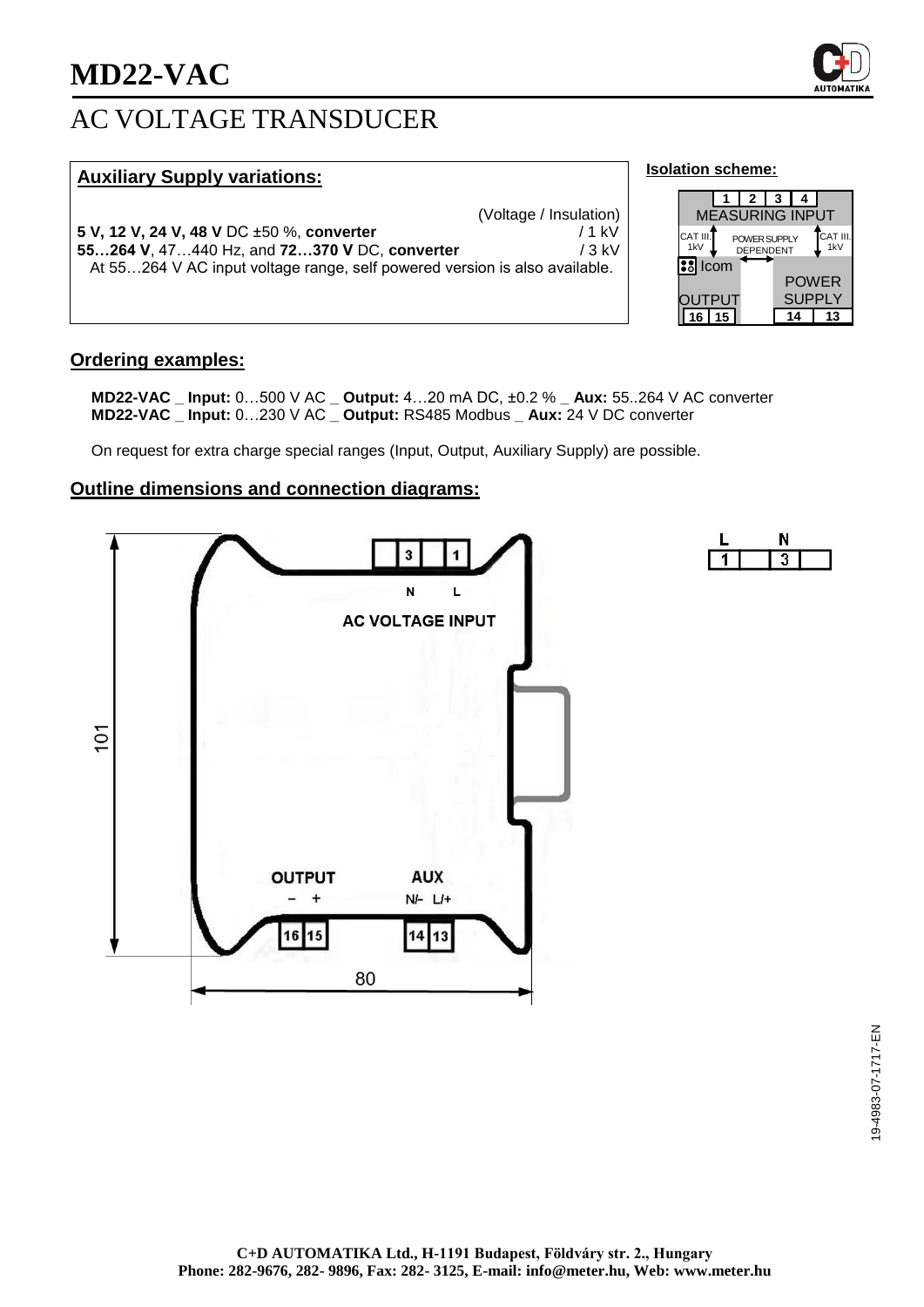# MD22-VAC

## AC VOLTAGE TRANSDUCER

### Auxiliary Supply variations:

(Voltage / Insulation)

**5 V, 12 V, 24 V, 48 V** DC ±50 %, **converter** / 1 kV
**55…264 V**, 47…440 Hz, and **72…370 V** DC, **converter** / 3 kV
At 55…264 V AC input voltage range, self powered version is also available.

**Isolation scheme:**

1 2 3 4
MEASURING INPUT
CAT III. 1kV
POWER SUPPLY DEPENDENT
CAT III. 1kV
Icom
OUTPUT
16 15
POWER SUPPLY
14 13

### Ordering examples:

**MD22-VAC _ Input:** 0…500 V AC _ **Output:** 4…20 mA DC, ±0.2 % _ **Aux:** 55..264 V AC converter
**MD22-VAC _ Input:** 0…230 V AC _ **Output:** RS485 Modbus _ **Aux:** 24 V DC converter

On request for extra charge special ranges (Input, Output, Auxiliary Supply) are possible.

### Outline dimensions and connection diagrams:

3 1
N L
AC VOLTAGE INPUT
101
OUTPUT
– +
16 15
AUX
N/- L/+
14 13
80

L N
1 3

19-4983-07-1717-EN

**C+D AUTOMATIKA Ltd., H-1191 Budapest, Földváry str. 2., Hungary**
**Phone: 282-9676, 282- 9896, Fax: 282- 3125, E-mail: info@meter.hu, Web: www.meter.hu**